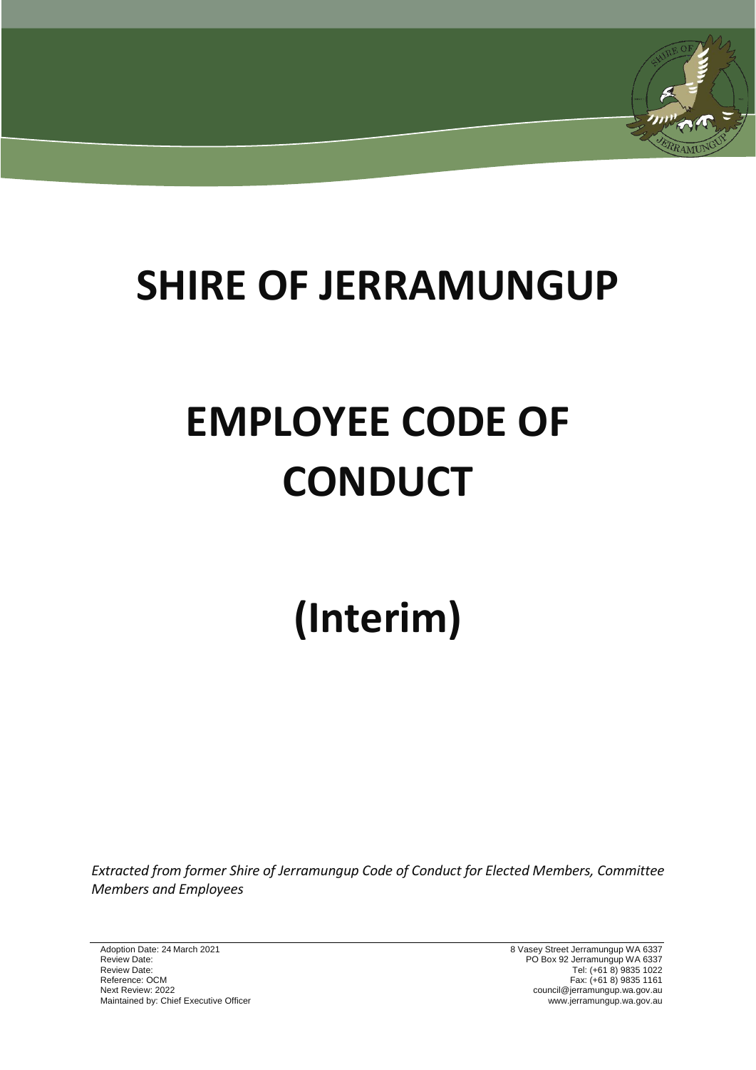# SHIRE OF JERRAMUNGUP

# EMPLOYEE CODE OF CONDUCT

# (Interim)

*Extracted from former Shire of Jerramungup Code of Conduct for Elected Members, Committee Members and Employees*

Adoption Date: 24 March 2021
Review Date:
Review Date:
Reference: OCM
Next Review: 2022
Maintained by: Chief Executive Officer

8 Vasey Street Jerramungup WA 6337
PO Box 92 Jerramungup WA 6337
Tel: (+61 8) 9835 1022
Fax: (+61 8) 9835 1161
council@jerramungup.wa.gov.au
www.jerramungup.wa.gov.au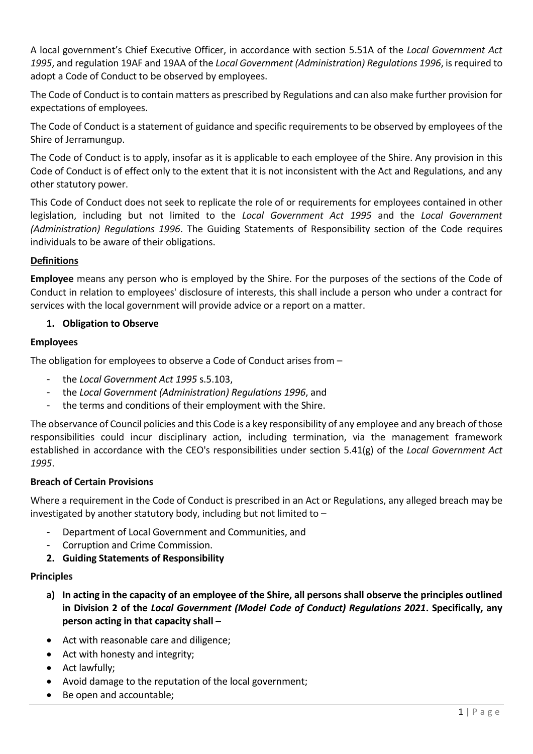A local government's Chief Executive Officer, in accordance with section 5.51A of the *Local Government Act 1995*, and regulation 19AF and 19AA of the *Local Government (Administration) Regulations 1996*, is required to adopt a Code of Conduct to be observed by employees.

The Code of Conduct is to contain matters as prescribed by Regulations and can also make further provision for expectations of employees.

The Code of Conduct is a statement of guidance and specific requirements to be observed by employees of the Shire of Jerramungup.

The Code of Conduct is to apply, insofar as it is applicable to each employee of the Shire. Any provision in this Code of Conduct is of effect only to the extent that it is not inconsistent with the Act and Regulations, and any other statutory power.

This Code of Conduct does not seek to replicate the role of or requirements for employees contained in other legislation, including but not limited to the *Local Government Act 1995* and the *Local Government (Administration) Regulations 1996*. The Guiding Statements of Responsibility section of the Code requires individuals to be aware of their obligations.

**Definitions**

**Employee** means any person who is employed by the Shire. For the purposes of the sections of the Code of Conduct in relation to employees' disclosure of interests, this shall include a person who under a contract for services with the local government will provide advice or a report on a matter.

## 1. Obligation to Observe

**Employees**

The obligation for employees to observe a Code of Conduct arises from –

- the *Local Government Act 1995* s.5.103,
- the *Local Government (Administration) Regulations 1996*, and
- the terms and conditions of their employment with the Shire.

The observance of Council policies and this Code is a key responsibility of any employee and any breach of those responsibilities could incur disciplinary action, including termination, via the management framework established in accordance with the CEO's responsibilities under section 5.41(g) of the *Local Government Act 1995*.

**Breach of Certain Provisions**

Where a requirement in the Code of Conduct is prescribed in an Act or Regulations, any alleged breach may be investigated by another statutory body, including but not limited to –

- Department of Local Government and Communities, and
- Corruption and Crime Commission.

## 2. Guiding Statements of Responsibility

**Principles**

a) **In acting in the capacity of an employee of the Shire, all persons shall observe the principles outlined in Division 2 of the *Local Government (Model Code of Conduct) Regulations 2021*. Specifically, any person acting in that capacity shall –**

- Act with reasonable care and diligence;
- Act with honesty and integrity;
- Act lawfully;
- Avoid damage to the reputation of the local government;
- Be open and accountable;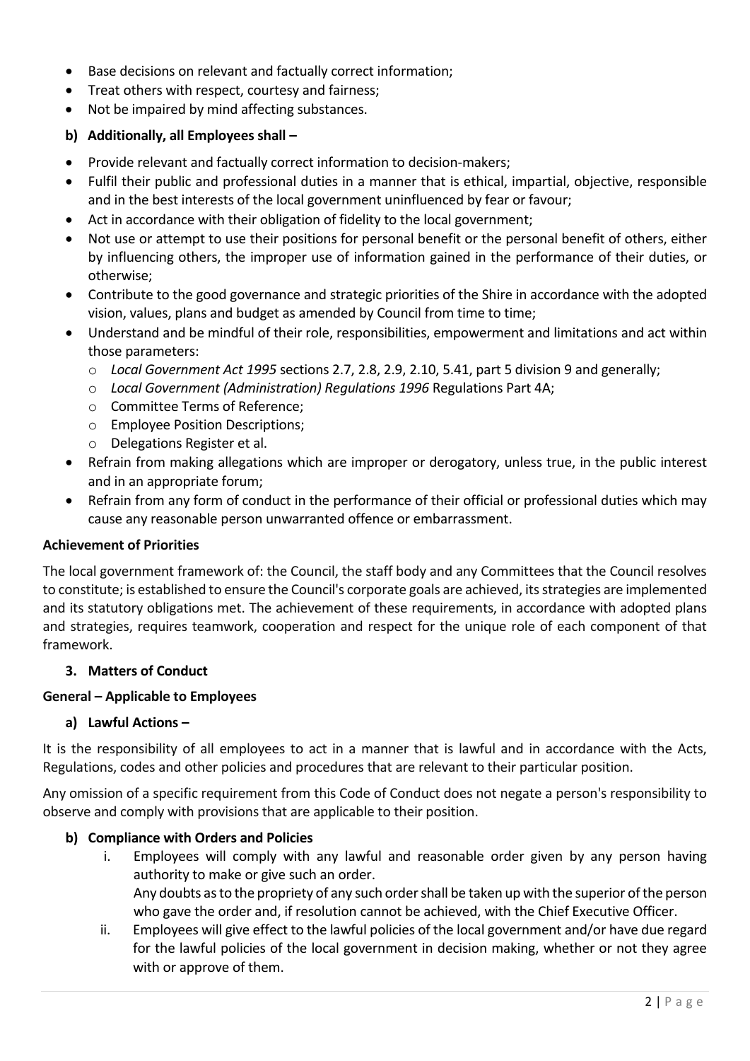- Base decisions on relevant and factually correct information;
- Treat others with respect, courtesy and fairness;
- Not be impaired by mind affecting substances.

**b) Additionally, all Employees shall –**

- Provide relevant and factually correct information to decision-makers;
- Fulfil their public and professional duties in a manner that is ethical, impartial, objective, responsible and in the best interests of the local government uninfluenced by fear or favour;
- Act in accordance with their obligation of fidelity to the local government;
- Not use or attempt to use their positions for personal benefit or the personal benefit of others, either by influencing others, the improper use of information gained in the performance of their duties, or otherwise;
- Contribute to the good governance and strategic priorities of the Shire in accordance with the adopted vision, values, plans and budget as amended by Council from time to time;
- Understand and be mindful of their role, responsibilities, empowerment and limitations and act within those parameters:
  - *Local Government Act 1995* sections 2.7, 2.8, 2.9, 2.10, 5.41, part 5 division 9 and generally;
  - *Local Government (Administration) Regulations 1996* Regulations Part 4A;
  - Committee Terms of Reference;
  - Employee Position Descriptions;
  - Delegations Register et al.
- Refrain from making allegations which are improper or derogatory, unless true, in the public interest and in an appropriate forum;
- Refrain from any form of conduct in the performance of their official or professional duties which may cause any reasonable person unwarranted offence or embarrassment.

**Achievement of Priorities**

The local government framework of: the Council, the staff body and any Committees that the Council resolves to constitute; is established to ensure the Council's corporate goals are achieved, its strategies are implemented and its statutory obligations met. The achievement of these requirements, in accordance with adopted plans and strategies, requires teamwork, cooperation and respect for the unique role of each component of that framework.

## 3. Matters of Conduct

**General – Applicable to Employees**

**a) Lawful Actions –**

It is the responsibility of all employees to act in a manner that is lawful and in accordance with the Acts, Regulations, codes and other policies and procedures that are relevant to their particular position.

Any omission of a specific requirement from this Code of Conduct does not negate a person's responsibility to observe and comply with provisions that are applicable to their position.

**b) Compliance with Orders and Policies**

i. Employees will comply with any lawful and reasonable order given by any person having authority to make or give such an order.
Any doubts as to the propriety of any such order shall be taken up with the superior of the person who gave the order and, if resolution cannot be achieved, with the Chief Executive Officer.

ii. Employees will give effect to the lawful policies of the local government and/or have due regard for the lawful policies of the local government in decision making, whether or not they agree with or approve of them.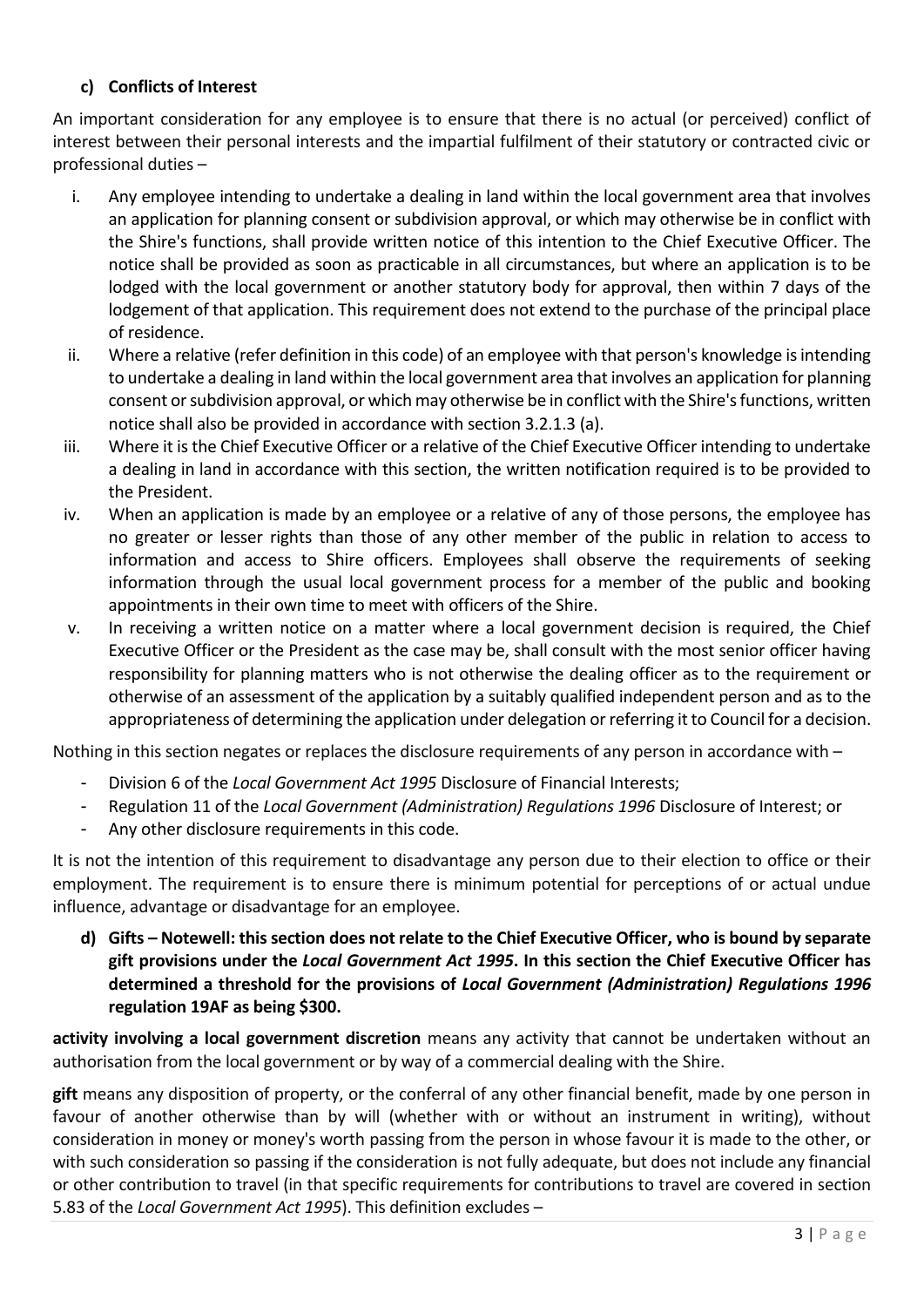### c) Conflicts of Interest

An important consideration for any employee is to ensure that there is no actual (or perceived) conflict of interest between their personal interests and the impartial fulfilment of their statutory or contracted civic or professional duties –

i. Any employee intending to undertake a dealing in land within the local government area that involves an application for planning consent or subdivision approval, or which may otherwise be in conflict with the Shire's functions, shall provide written notice of this intention to the Chief Executive Officer. The notice shall be provided as soon as practicable in all circumstances, but where an application is to be lodged with the local government or another statutory body for approval, then within 7 days of the lodgement of that application. This requirement does not extend to the purchase of the principal place of residence.

ii. Where a relative (refer definition in this code) of an employee with that person's knowledge is intending to undertake a dealing in land within the local government area that involves an application for planning consent or subdivision approval, or which may otherwise be in conflict with the Shire's functions, written notice shall also be provided in accordance with section 3.2.1.3 (a).

iii. Where it is the Chief Executive Officer or a relative of the Chief Executive Officer intending to undertake a dealing in land in accordance with this section, the written notification required is to be provided to the President.

iv. When an application is made by an employee or a relative of any of those persons, the employee has no greater or lesser rights than those of any other member of the public in relation to access to information and access to Shire officers. Employees shall observe the requirements of seeking information through the usual local government process for a member of the public and booking appointments in their own time to meet with officers of the Shire.

v. In receiving a written notice on a matter where a local government decision is required, the Chief Executive Officer or the President as the case may be, shall consult with the most senior officer having responsibility for planning matters who is not otherwise the dealing officer as to the requirement or otherwise of an assessment of the application by a suitably qualified independent person and as to the appropriateness of determining the application under delegation or referring it to Council for a decision.

Nothing in this section negates or replaces the disclosure requirements of any person in accordance with –

- Division 6 of the *Local Government Act 1995* Disclosure of Financial Interests;
- Regulation 11 of the *Local Government (Administration) Regulations 1996* Disclosure of Interest; or
- Any other disclosure requirements in this code.

It is not the intention of this requirement to disadvantage any person due to their election to office or their employment. The requirement is to ensure there is minimum potential for perceptions of or actual undue influence, advantage or disadvantage for an employee.

### d) Gifts – Notewell: this section does not relate to the Chief Executive Officer, who is bound by separate gift provisions under the *Local Government Act 1995*. In this section the Chief Executive Officer has determined a threshold for the provisions of *Local Government (Administration) Regulations 1996* regulation 19AF as being $300.

**activity involving a local government discretion** means any activity that cannot be undertaken without an authorisation from the local government or by way of a commercial dealing with the Shire.

**gift** means any disposition of property, or the conferral of any other financial benefit, made by one person in favour of another otherwise than by will (whether with or without an instrument in writing), without consideration in money or money's worth passing from the person in whose favour it is made to the other, or with such consideration so passing if the consideration is not fully adequate, but does not include any financial or other contribution to travel (in that specific requirements for contributions to travel are covered in section 5.83 of the *Local Government Act 1995*). This definition excludes –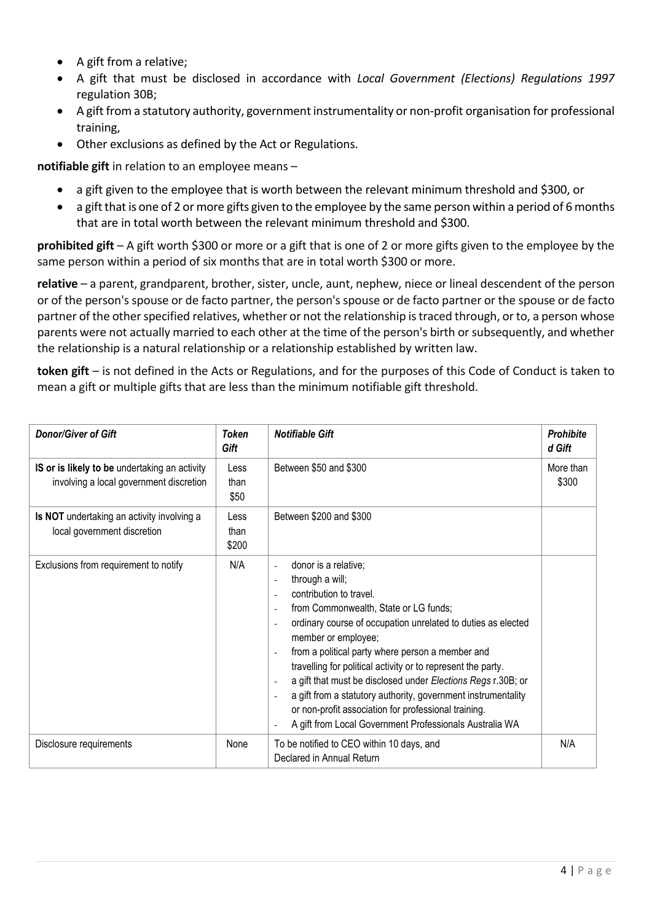- A gift from a relative;
- A gift that must be disclosed in accordance with *Local Government (Elections) Regulations 1997* regulation 30B;
- A gift from a statutory authority, government instrumentality or non-profit organisation for professional training,
- Other exclusions as defined by the Act or Regulations.

**notifiable gift** in relation to an employee means –

- a gift given to the employee that is worth between the relevant minimum threshold and $300, or
- a gift that is one of 2 or more gifts given to the employee by the same person within a period of 6 months that are in total worth between the relevant minimum threshold and $300.

**prohibited gift** – A gift worth $300 or more or a gift that is one of 2 or more gifts given to the employee by the same person within a period of six months that are in total worth $300 or more.

**relative** – a parent, grandparent, brother, sister, uncle, aunt, nephew, niece or lineal descendent of the person or of the person's spouse or de facto partner, the person's spouse or de facto partner or the spouse or de facto partner of the other specified relatives, whether or not the relationship is traced through, or to, a person whose parents were not actually married to each other at the time of the person's birth or subsequently, and whether the relationship is a natural relationship or a relationship established by written law.

**token gift** – is not defined in the Acts or Regulations, and for the purposes of this Code of Conduct is taken to mean a gift or multiple gifts that are less than the minimum notifiable gift threshold.

| ***Donor/Giver of Gift*** | ***Token Gift*** | ***Notifiable Gift*** | ***Prohibited Gift*** |
|---|---|---|---|
| **IS or is likely to be** undertaking an activity involving a local government discretion | Less than $50 | Between $50 and $300 | More than $300 |
| **Is NOT** undertaking an activity involving a local government discretion | Less than $200 | Between $200 and $300 | |
| Exclusions from requirement to notify | N/A | - donor is a relative;<br>- through a will;<br>- contribution to travel.<br>- from Commonwealth, State or LG funds;<br>- ordinary course of occupation unrelated to duties as elected member or employee;<br>- from a political party where person a member and travelling for political activity or to represent the party.<br>- a gift that must be disclosed under *Elections Regs* r.30B; or<br>- a gift from a statutory authority, government instrumentality or non-profit association for professional training.<br>- A gift from Local Government Professionals Australia WA | |
| Disclosure requirements | None | To be notified to CEO within 10 days, and<br>Declared in Annual Return | N/A |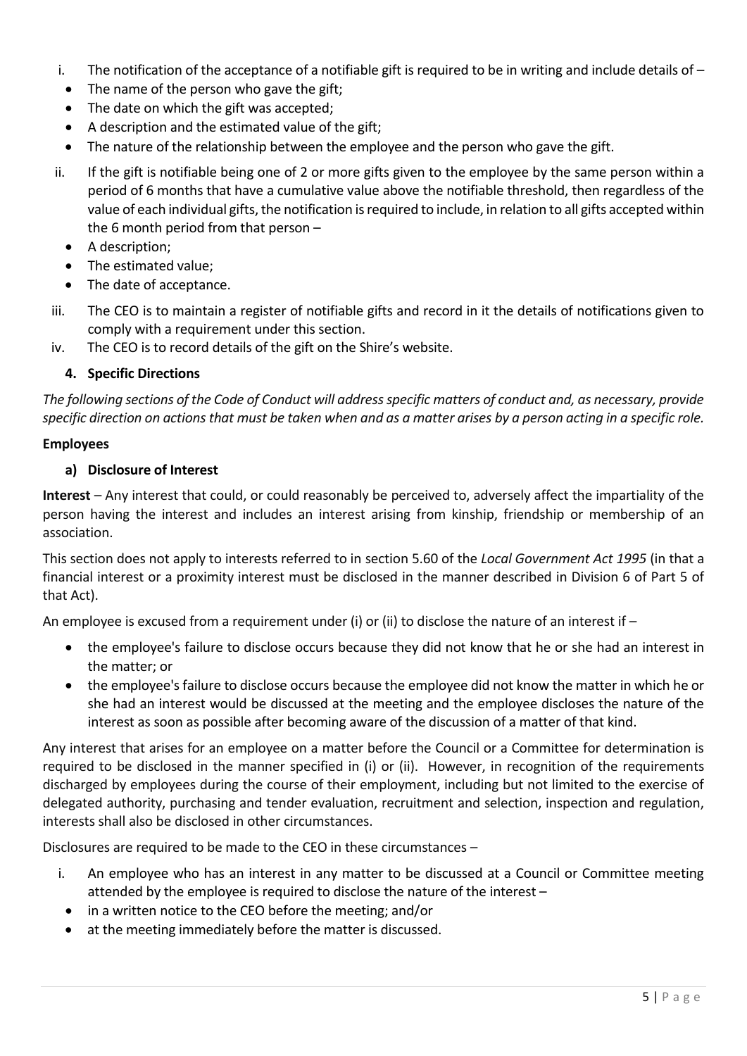i. The notification of the acceptance of a notifiable gift is required to be in writing and include details of –
   - The name of the person who gave the gift;
   - The date on which the gift was accepted;
   - A description and the estimated value of the gift;
   - The nature of the relationship between the employee and the person who gave the gift.

ii. If the gift is notifiable being one of 2 or more gifts given to the employee by the same person within a period of 6 months that have a cumulative value above the notifiable threshold, then regardless of the value of each individual gifts, the notification is required to include, in relation to all gifts accepted within the 6 month period from that person –
   - A description;
   - The estimated value;
   - The date of acceptance.

iii. The CEO is to maintain a register of notifiable gifts and record in it the details of notifications given to comply with a requirement under this section.

iv. The CEO is to record details of the gift on the Shire's website.

## 4. Specific Directions

*The following sections of the Code of Conduct will address specific matters of conduct and, as necessary, provide specific direction on actions that must be taken when and as a matter arises by a person acting in a specific role.*

### Employees

#### a) Disclosure of Interest

**Interest** – Any interest that could, or could reasonably be perceived to, adversely affect the impartiality of the person having the interest and includes an interest arising from kinship, friendship or membership of an association.

This section does not apply to interests referred to in section 5.60 of the *Local Government Act 1995* (in that a financial interest or a proximity interest must be disclosed in the manner described in Division 6 of Part 5 of that Act).

An employee is excused from a requirement under (i) or (ii) to disclose the nature of an interest if –

- the employee's failure to disclose occurs because they did not know that he or she had an interest in the matter; or
- the employee's failure to disclose occurs because the employee did not know the matter in which he or she had an interest would be discussed at the meeting and the employee discloses the nature of the interest as soon as possible after becoming aware of the discussion of a matter of that kind.

Any interest that arises for an employee on a matter before the Council or a Committee for determination is required to be disclosed in the manner specified in (i) or (ii). However, in recognition of the requirements discharged by employees during the course of their employment, including but not limited to the exercise of delegated authority, purchasing and tender evaluation, recruitment and selection, inspection and regulation, interests shall also be disclosed in other circumstances.

Disclosures are required to be made to the CEO in these circumstances –

i. An employee who has an interest in any matter to be discussed at a Council or Committee meeting attended by the employee is required to disclose the nature of the interest –
   - in a written notice to the CEO before the meeting; and/or
   - at the meeting immediately before the matter is discussed.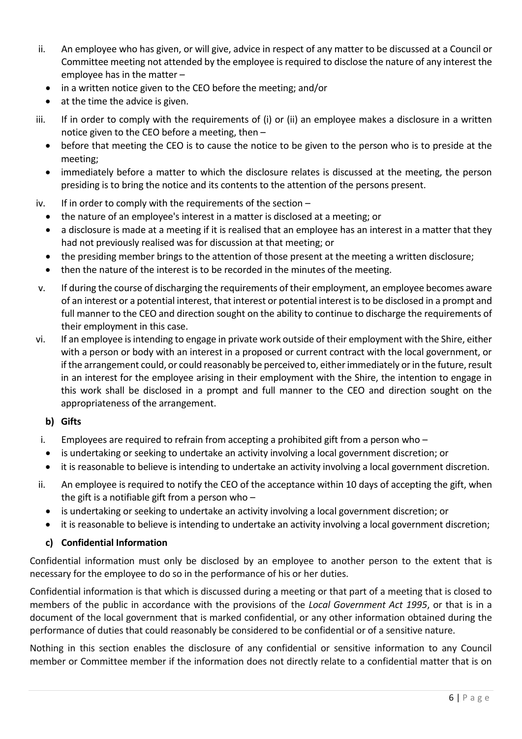ii. An employee who has given, or will give, advice in respect of any matter to be discussed at a Council or Committee meeting not attended by the employee is required to disclose the nature of any interest the employee has in the matter –
   - in a written notice given to the CEO before the meeting; and/or
   - at the time the advice is given.

iii. If in order to comply with the requirements of (i) or (ii) an employee makes a disclosure in a written notice given to the CEO before a meeting, then –
   - before that meeting the CEO is to cause the notice to be given to the person who is to preside at the meeting;
   - immediately before a matter to which the disclosure relates is discussed at the meeting, the person presiding is to bring the notice and its contents to the attention of the persons present.

iv. If in order to comply with the requirements of the section –
   - the nature of an employee's interest in a matter is disclosed at a meeting; or
   - a disclosure is made at a meeting if it is realised that an employee has an interest in a matter that they had not previously realised was for discussion at that meeting; or
   - the presiding member brings to the attention of those present at the meeting a written disclosure;
   - then the nature of the interest is to be recorded in the minutes of the meeting.

v. If during the course of discharging the requirements of their employment, an employee becomes aware of an interest or a potential interest, that interest or potential interest is to be disclosed in a prompt and full manner to the CEO and direction sought on the ability to continue to discharge the requirements of their employment in this case.

vi. If an employee is intending to engage in private work outside of their employment with the Shire, either with a person or body with an interest in a proposed or current contract with the local government, or if the arrangement could, or could reasonably be perceived to, either immediately or in the future, result in an interest for the employee arising in their employment with the Shire, the intention to engage in this work shall be disclosed in a prompt and full manner to the CEO and direction sought on the appropriateness of the arrangement.

**b) Gifts**

i. Employees are required to refrain from accepting a prohibited gift from a person who –
   - is undertaking or seeking to undertake an activity involving a local government discretion; or
   - it is reasonable to believe is intending to undertake an activity involving a local government discretion.

ii. An employee is required to notify the CEO of the acceptance within 10 days of accepting the gift, when the gift is a notifiable gift from a person who –
   - is undertaking or seeking to undertake an activity involving a local government discretion; or
   - it is reasonable to believe is intending to undertake an activity involving a local government discretion;

**c) Confidential Information**

Confidential information must only be disclosed by an employee to another person to the extent that is necessary for the employee to do so in the performance of his or her duties.

Confidential information is that which is discussed during a meeting or that part of a meeting that is closed to members of the public in accordance with the provisions of the *Local Government Act 1995*, or that is in a document of the local government that is marked confidential, or any other information obtained during the performance of duties that could reasonably be considered to be confidential or of a sensitive nature.

Nothing in this section enables the disclosure of any confidential or sensitive information to any Council member or Committee member if the information does not directly relate to a confidential matter that is on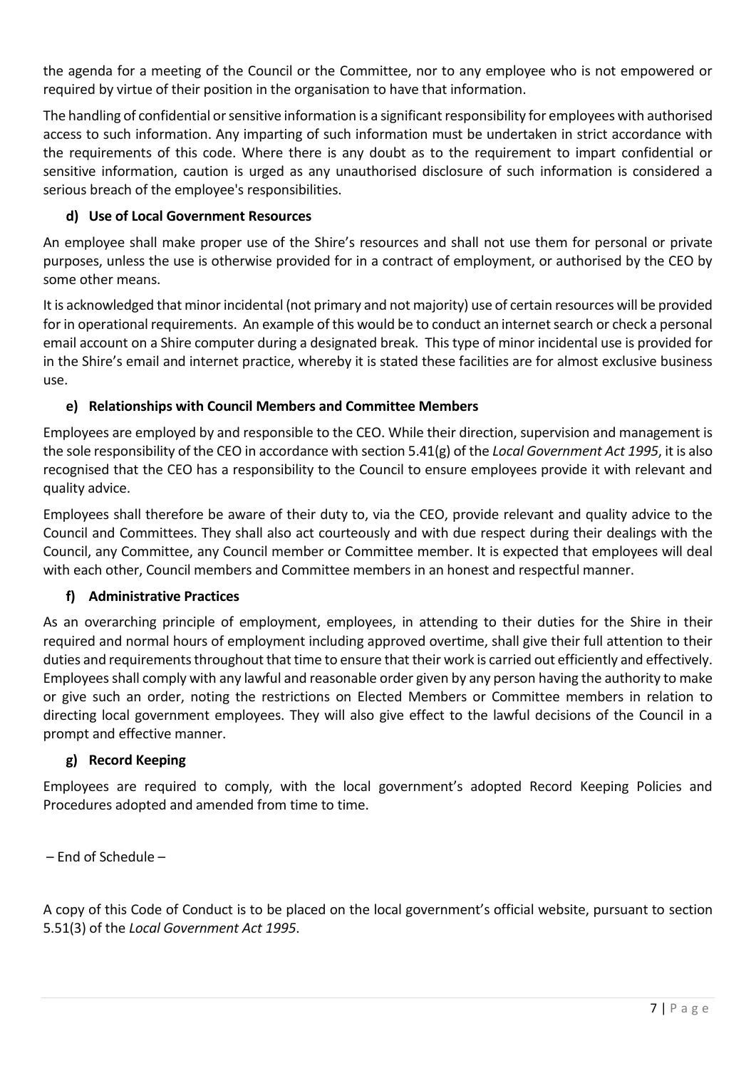the agenda for a meeting of the Council or the Committee, nor to any employee who is not empowered or required by virtue of their position in the organisation to have that information.

The handling of confidential or sensitive information is a significant responsibility for employees with authorised access to such information. Any imparting of such information must be undertaken in strict accordance with the requirements of this code. Where there is any doubt as to the requirement to impart confidential or sensitive information, caution is urged as any unauthorised disclosure of such information is considered a serious breach of the employee's responsibilities.

**d) Use of Local Government Resources**

An employee shall make proper use of the Shire's resources and shall not use them for personal or private purposes, unless the use is otherwise provided for in a contract of employment, or authorised by the CEO by some other means.

It is acknowledged that minor incidental (not primary and not majority) use of certain resources will be provided for in operational requirements. An example of this would be to conduct an internet search or check a personal email account on a Shire computer during a designated break. This type of minor incidental use is provided for in the Shire's email and internet practice, whereby it is stated these facilities are for almost exclusive business use.

**e) Relationships with Council Members and Committee Members**

Employees are employed by and responsible to the CEO. While their direction, supervision and management is the sole responsibility of the CEO in accordance with section 5.41(g) of the *Local Government Act 1995*, it is also recognised that the CEO has a responsibility to the Council to ensure employees provide it with relevant and quality advice.

Employees shall therefore be aware of their duty to, via the CEO, provide relevant and quality advice to the Council and Committees. They shall also act courteously and with due respect during their dealings with the Council, any Committee, any Council member or Committee member. It is expected that employees will deal with each other, Council members and Committee members in an honest and respectful manner.

**f) Administrative Practices**

As an overarching principle of employment, employees, in attending to their duties for the Shire in their required and normal hours of employment including approved overtime, shall give their full attention to their duties and requirements throughout that time to ensure that their work is carried out efficiently and effectively. Employees shall comply with any lawful and reasonable order given by any person having the authority to make or give such an order, noting the restrictions on Elected Members or Committee members in relation to directing local government employees. They will also give effect to the lawful decisions of the Council in a prompt and effective manner.

**g) Record Keeping**

Employees are required to comply, with the local government's adopted Record Keeping Policies and Procedures adopted and amended from time to time.

– End of Schedule –

A copy of this Code of Conduct is to be placed on the local government's official website, pursuant to section 5.51(3) of the *Local Government Act 1995*.